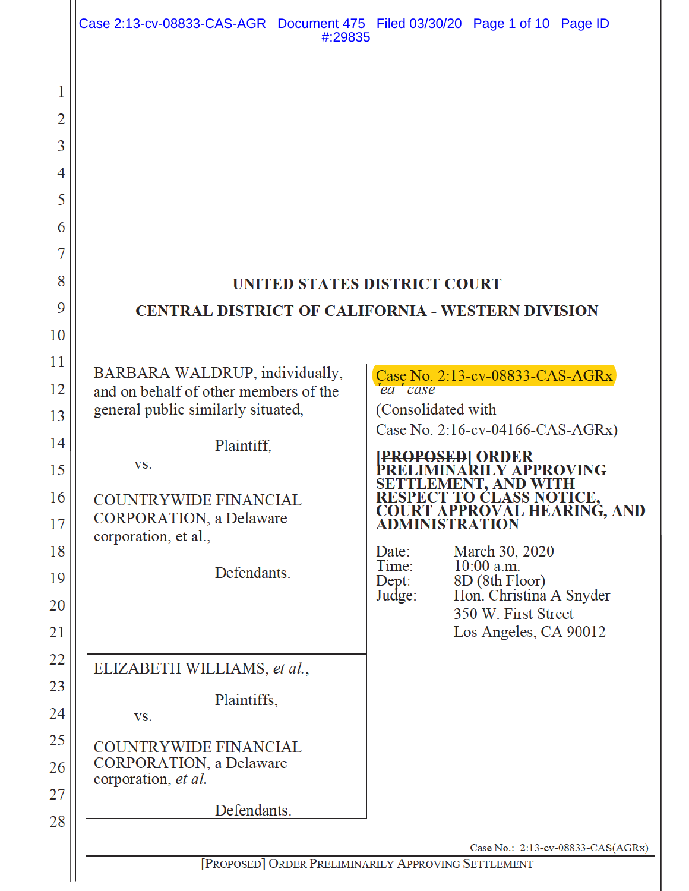**UNITED STATES DISTRICT COURT**

**CENTRAL DISTRICT OF CALIFORNIA - WESTERN DIVISION**

BARBARA WALDRUP, individually, and on behalf of other members of the general public similarly situated,

Plaintiff,

vs.

COUNTRYWIDE FINANCIAL CORPORATION, a Delaware corporation, et al.,

Defendants.

ELIZABETH WILLIAMS, *et al.*,

Plaintiffs,

vs.

COUNTRYWIDE FINANCIAL CORPORATION, a Delaware corporation, *et al.*

Defendants.

Case No. 2:13-cv-08833-CAS-AGRx
*lead case*

(Consolidated with
Case No. 2:16-cv-04166-CAS-AGRx)

**~~[PROPOSED]~~ ORDER PRELIMINARILY APPROVING SETTLEMENT, AND WITH RESPECT TO CLASS NOTICE, COURT APPROVAL HEARING, AND ADMINISTRATION**

Date: March 30, 2020
Time: 10:00 a.m.
Dept: 8D (8th Floor)
Judge: Hon. Christina A Snyder
350 W. First Street
Los Angeles, CA 90012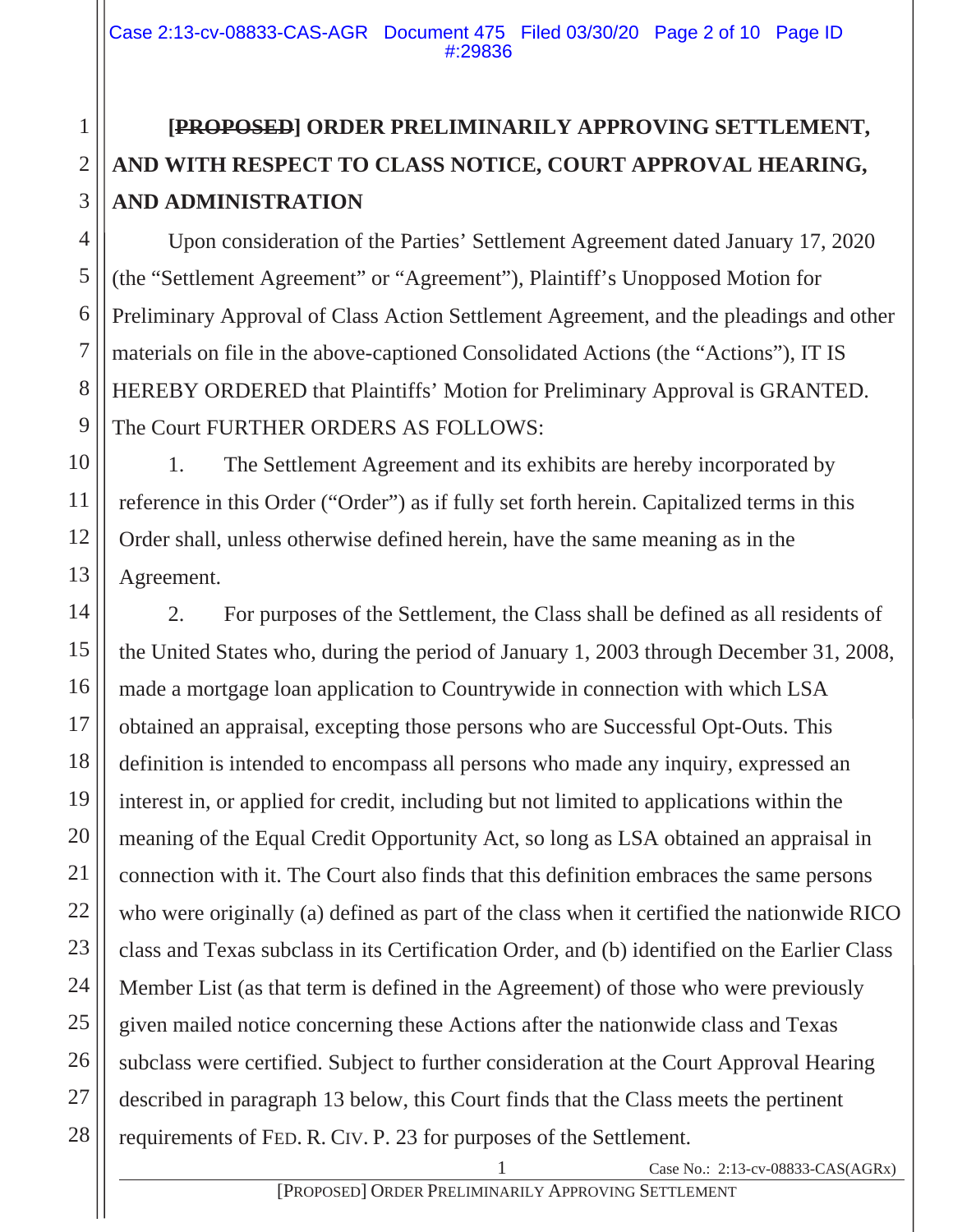**[~~PROPOSED~~] ORDER PRELIMINARILY APPROVING SETTLEMENT, AND WITH RESPECT TO CLASS NOTICE, COURT APPROVAL HEARING, AND ADMINISTRATION**

Upon consideration of the Parties' Settlement Agreement dated January 17, 2020 (the "Settlement Agreement" or "Agreement"), Plaintiff's Unopposed Motion for Preliminary Approval of Class Action Settlement Agreement, and the pleadings and other materials on file in the above-captioned Consolidated Actions (the "Actions"), IT IS HEREBY ORDERED that Plaintiffs' Motion for Preliminary Approval is GRANTED. The Court FURTHER ORDERS AS FOLLOWS:

1. The Settlement Agreement and its exhibits are hereby incorporated by reference in this Order ("Order") as if fully set forth herein. Capitalized terms in this Order shall, unless otherwise defined herein, have the same meaning as in the Agreement.

2. For purposes of the Settlement, the Class shall be defined as all residents of the United States who, during the period of January 1, 2003 through December 31, 2008, made a mortgage loan application to Countrywide in connection with which LSA obtained an appraisal, excepting those persons who are Successful Opt-Outs. This definition is intended to encompass all persons who made any inquiry, expressed an interest in, or applied for credit, including but not limited to applications within the meaning of the Equal Credit Opportunity Act, so long as LSA obtained an appraisal in connection with it. The Court also finds that this definition embraces the same persons who were originally (a) defined as part of the class when it certified the nationwide RICO class and Texas subclass in its Certification Order, and (b) identified on the Earlier Class Member List (as that term is defined in the Agreement) of those who were previously given mailed notice concerning these Actions after the nationwide class and Texas subclass were certified. Subject to further consideration at the Court Approval Hearing described in paragraph 13 below, this Court finds that the Class meets the pertinent requirements of FED. R. CIV. P. 23 for purposes of the Settlement.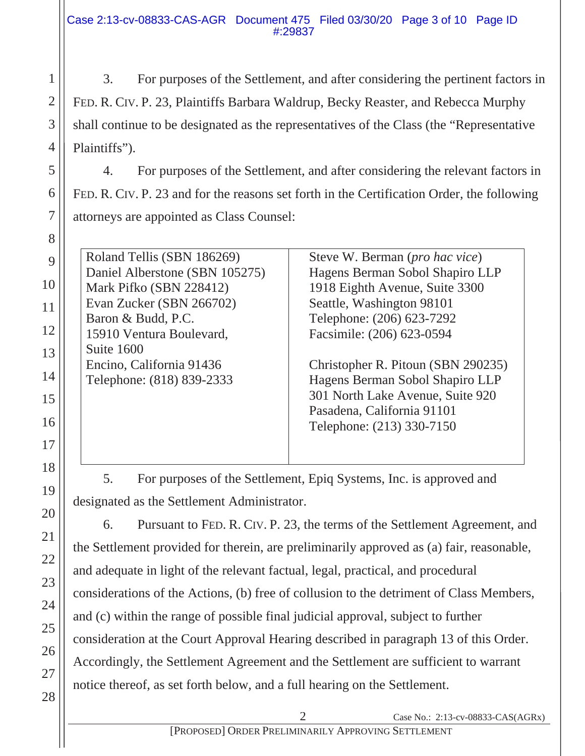3. For purposes of the Settlement, and after considering the pertinent factors in FED. R. CIV. P. 23, Plaintiffs Barbara Waldrup, Becky Reaster, and Rebecca Murphy shall continue to be designated as the representatives of the Class (the "Representative Plaintiffs").

4. For purposes of the Settlement, and after considering the relevant factors in FED. R. CIV. P. 23 and for the reasons set forth in the Certification Order, the following attorneys are appointed as Class Counsel:

| | |
|---|---|
| Roland Tellis (SBN 186269)<br>Daniel Alberstone (SBN 105275)<br>Mark Pifko (SBN 228412)<br>Evan Zucker (SBN 266702)<br>Baron & Budd, P.C.<br>15910 Ventura Boulevard,<br>Suite 1600<br>Encino, California 91436<br>Telephone: (818) 839-2333 | Steve W. Berman (*pro hac vice*)<br>Hagens Berman Sobol Shapiro LLP<br>1918 Eighth Avenue, Suite 3300<br>Seattle, Washington 98101<br>Telephone: (206) 623-7292<br>Facsimile: (206) 623-0594<br><br>Christopher R. Pitoun (SBN 290235)<br>Hagens Berman Sobol Shapiro LLP<br>301 North Lake Avenue, Suite 920<br>Pasadena, California 91101<br>Telephone: (213) 330-7150 |

5. For purposes of the Settlement, Epiq Systems, Inc. is approved and designated as the Settlement Administrator.

6. Pursuant to FED. R. CIV. P. 23, the terms of the Settlement Agreement, and the Settlement provided for therein, are preliminarily approved as (a) fair, reasonable, and adequate in light of the relevant factual, legal, practical, and procedural considerations of the Actions, (b) free of collusion to the detriment of Class Members, and (c) within the range of possible final judicial approval, subject to further consideration at the Court Approval Hearing described in paragraph 13 of this Order. Accordingly, the Settlement Agreement and the Settlement are sufficient to warrant notice thereof, as set forth below, and a full hearing on the Settlement.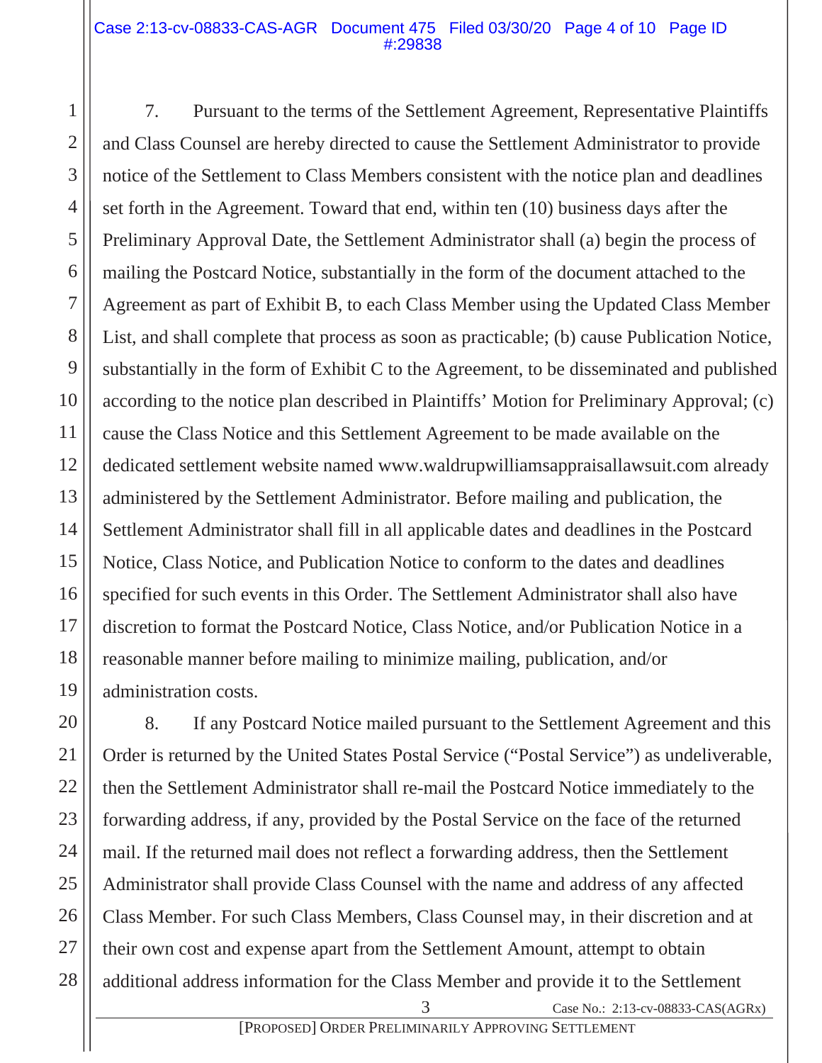7. Pursuant to the terms of the Settlement Agreement, Representative Plaintiffs and Class Counsel are hereby directed to cause the Settlement Administrator to provide notice of the Settlement to Class Members consistent with the notice plan and deadlines set forth in the Agreement. Toward that end, within ten (10) business days after the Preliminary Approval Date, the Settlement Administrator shall (a) begin the process of mailing the Postcard Notice, substantially in the form of the document attached to the Agreement as part of Exhibit B, to each Class Member using the Updated Class Member List, and shall complete that process as soon as practicable; (b) cause Publication Notice, substantially in the form of Exhibit C to the Agreement, to be disseminated and published according to the notice plan described in Plaintiffs' Motion for Preliminary Approval; (c) cause the Class Notice and this Settlement Agreement to be made available on the dedicated settlement website named www.waldrupwilliamsappraisallawsuit.com already administered by the Settlement Administrator. Before mailing and publication, the Settlement Administrator shall fill in all applicable dates and deadlines in the Postcard Notice, Class Notice, and Publication Notice to conform to the dates and deadlines specified for such events in this Order. The Settlement Administrator shall also have discretion to format the Postcard Notice, Class Notice, and/or Publication Notice in a reasonable manner before mailing to minimize mailing, publication, and/or administration costs.

8. If any Postcard Notice mailed pursuant to the Settlement Agreement and this Order is returned by the United States Postal Service ("Postal Service") as undeliverable, then the Settlement Administrator shall re-mail the Postcard Notice immediately to the forwarding address, if any, provided by the Postal Service on the face of the returned mail. If the returned mail does not reflect a forwarding address, then the Settlement Administrator shall provide Class Counsel with the name and address of any affected Class Member. For such Class Members, Class Counsel may, in their discretion and at their own cost and expense apart from the Settlement Amount, attempt to obtain additional address information for the Class Member and provide it to the Settlement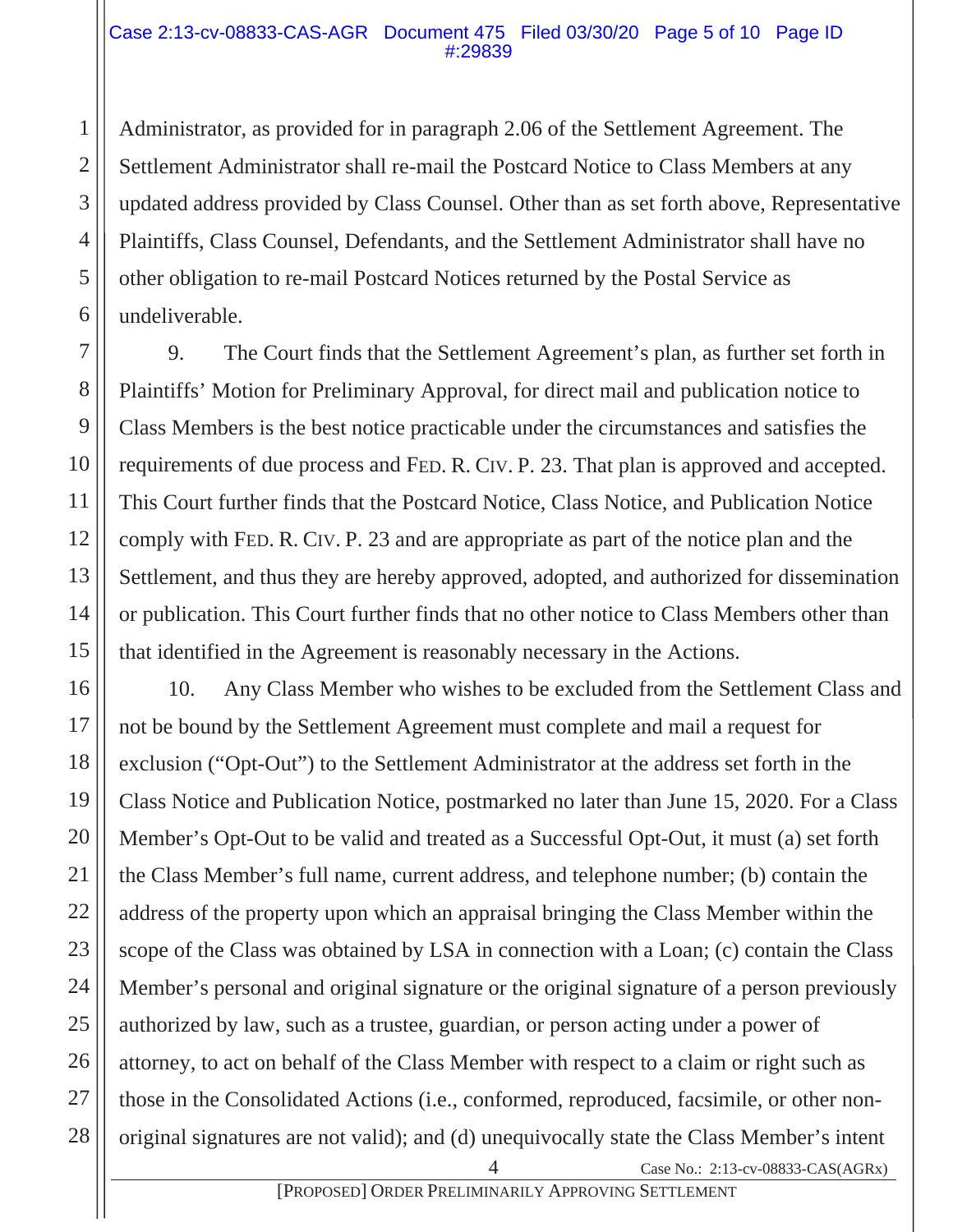Administrator, as provided for in paragraph 2.06 of the Settlement Agreement. The Settlement Administrator shall re-mail the Postcard Notice to Class Members at any updated address provided by Class Counsel. Other than as set forth above, Representative Plaintiffs, Class Counsel, Defendants, and the Settlement Administrator shall have no other obligation to re-mail Postcard Notices returned by the Postal Service as undeliverable.

9. The Court finds that the Settlement Agreement's plan, as further set forth in Plaintiffs' Motion for Preliminary Approval, for direct mail and publication notice to Class Members is the best notice practicable under the circumstances and satisfies the requirements of due process and FED. R. CIV. P. 23. That plan is approved and accepted. This Court further finds that the Postcard Notice, Class Notice, and Publication Notice comply with FED. R. CIV. P. 23 and are appropriate as part of the notice plan and the Settlement, and thus they are hereby approved, adopted, and authorized for dissemination or publication. This Court further finds that no other notice to Class Members other than that identified in the Agreement is reasonably necessary in the Actions.

10. Any Class Member who wishes to be excluded from the Settlement Class and not be bound by the Settlement Agreement must complete and mail a request for exclusion ("Opt-Out") to the Settlement Administrator at the address set forth in the Class Notice and Publication Notice, postmarked no later than June 15, 2020. For a Class Member's Opt-Out to be valid and treated as a Successful Opt-Out, it must (a) set forth the Class Member's full name, current address, and telephone number; (b) contain the address of the property upon which an appraisal bringing the Class Member within the scope of the Class was obtained by LSA in connection with a Loan; (c) contain the Class Member's personal and original signature or the original signature of a person previously authorized by law, such as a trustee, guardian, or person acting under a power of attorney, to act on behalf of the Class Member with respect to a claim or right such as those in the Consolidated Actions (i.e., conformed, reproduced, facsimile, or other non-original signatures are not valid); and (d) unequivocally state the Class Member's intent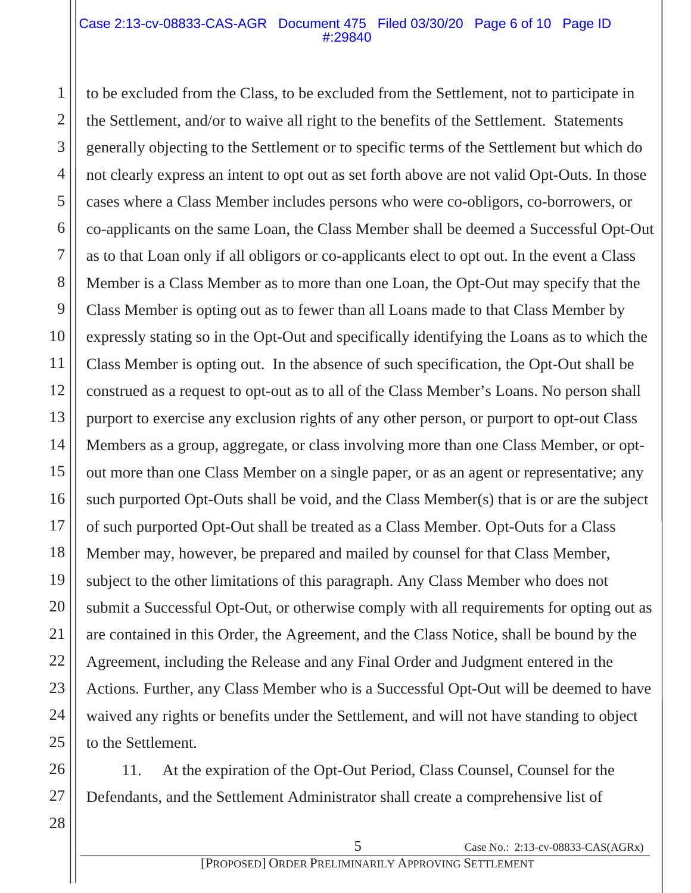to be excluded from the Class, to be excluded from the Settlement, not to participate in the Settlement, and/or to waive all right to the benefits of the Settlement. Statements generally objecting to the Settlement or to specific terms of the Settlement but which do not clearly express an intent to opt out as set forth above are not valid Opt-Outs. In those cases where a Class Member includes persons who were co-obligors, co-borrowers, or co-applicants on the same Loan, the Class Member shall be deemed a Successful Opt-Out as to that Loan only if all obligors or co-applicants elect to opt out. In the event a Class Member is a Class Member as to more than one Loan, the Opt-Out may specify that the Class Member is opting out as to fewer than all Loans made to that Class Member by expressly stating so in the Opt-Out and specifically identifying the Loans as to which the Class Member is opting out. In the absence of such specification, the Opt-Out shall be construed as a request to opt-out as to all of the Class Member's Loans. No person shall purport to exercise any exclusion rights of any other person, or purport to opt-out Class Members as a group, aggregate, or class involving more than one Class Member, or opt-out more than one Class Member on a single paper, or as an agent or representative; any such purported Opt-Outs shall be void, and the Class Member(s) that is or are the subject of such purported Opt-Out shall be treated as a Class Member. Opt-Outs for a Class Member may, however, be prepared and mailed by counsel for that Class Member, subject to the other limitations of this paragraph. Any Class Member who does not submit a Successful Opt-Out, or otherwise comply with all requirements for opting out as are contained in this Order, the Agreement, and the Class Notice, shall be bound by the Agreement, including the Release and any Final Order and Judgment entered in the Actions. Further, any Class Member who is a Successful Opt-Out will be deemed to have waived any rights or benefits under the Settlement, and will not have standing to object to the Settlement.

11. At the expiration of the Opt-Out Period, Class Counsel, Counsel for the Defendants, and the Settlement Administrator shall create a comprehensive list of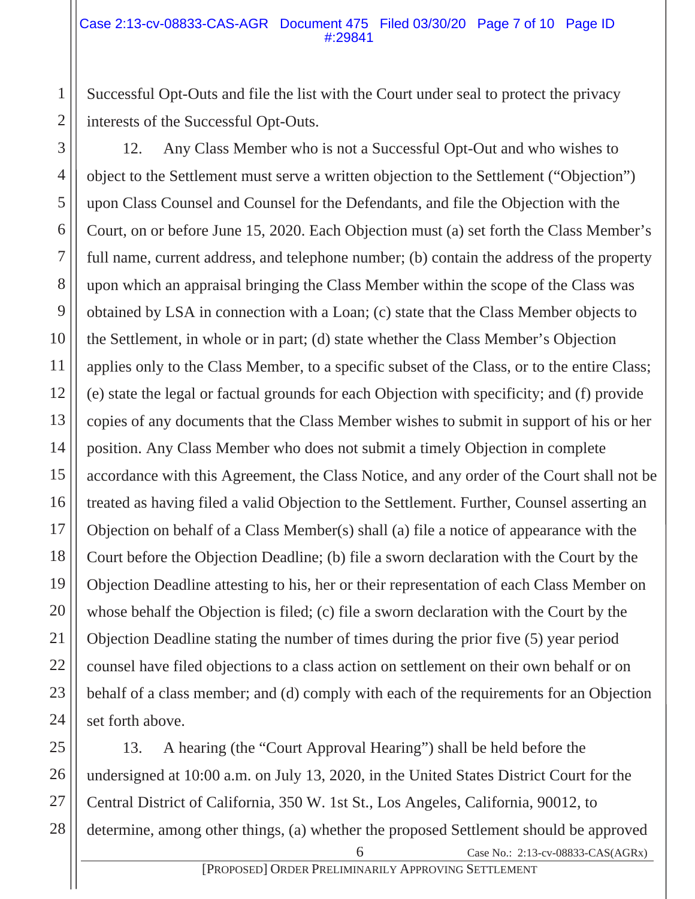Successful Opt-Outs and file the list with the Court under seal to protect the privacy interests of the Successful Opt-Outs.

12. Any Class Member who is not a Successful Opt-Out and who wishes to object to the Settlement must serve a written objection to the Settlement ("Objection") upon Class Counsel and Counsel for the Defendants, and file the Objection with the Court, on or before June 15, 2020. Each Objection must (a) set forth the Class Member's full name, current address, and telephone number; (b) contain the address of the property upon which an appraisal bringing the Class Member within the scope of the Class was obtained by LSA in connection with a Loan; (c) state that the Class Member objects to the Settlement, in whole or in part; (d) state whether the Class Member's Objection applies only to the Class Member, to a specific subset of the Class, or to the entire Class; (e) state the legal or factual grounds for each Objection with specificity; and (f) provide copies of any documents that the Class Member wishes to submit in support of his or her position. Any Class Member who does not submit a timely Objection in complete accordance with this Agreement, the Class Notice, and any order of the Court shall not be treated as having filed a valid Objection to the Settlement. Further, Counsel asserting an Objection on behalf of a Class Member(s) shall (a) file a notice of appearance with the Court before the Objection Deadline; (b) file a sworn declaration with the Court by the Objection Deadline attesting to his, her or their representation of each Class Member on whose behalf the Objection is filed; (c) file a sworn declaration with the Court by the Objection Deadline stating the number of times during the prior five (5) year period counsel have filed objections to a class action on settlement on their own behalf or on behalf of a class member; and (d) comply with each of the requirements for an Objection set forth above.

13. A hearing (the "Court Approval Hearing") shall be held before the undersigned at 10:00 a.m. on July 13, 2020, in the United States District Court for the Central District of California, 350 W. 1st St., Los Angeles, California, 90012, to determine, among other things, (a) whether the proposed Settlement should be approved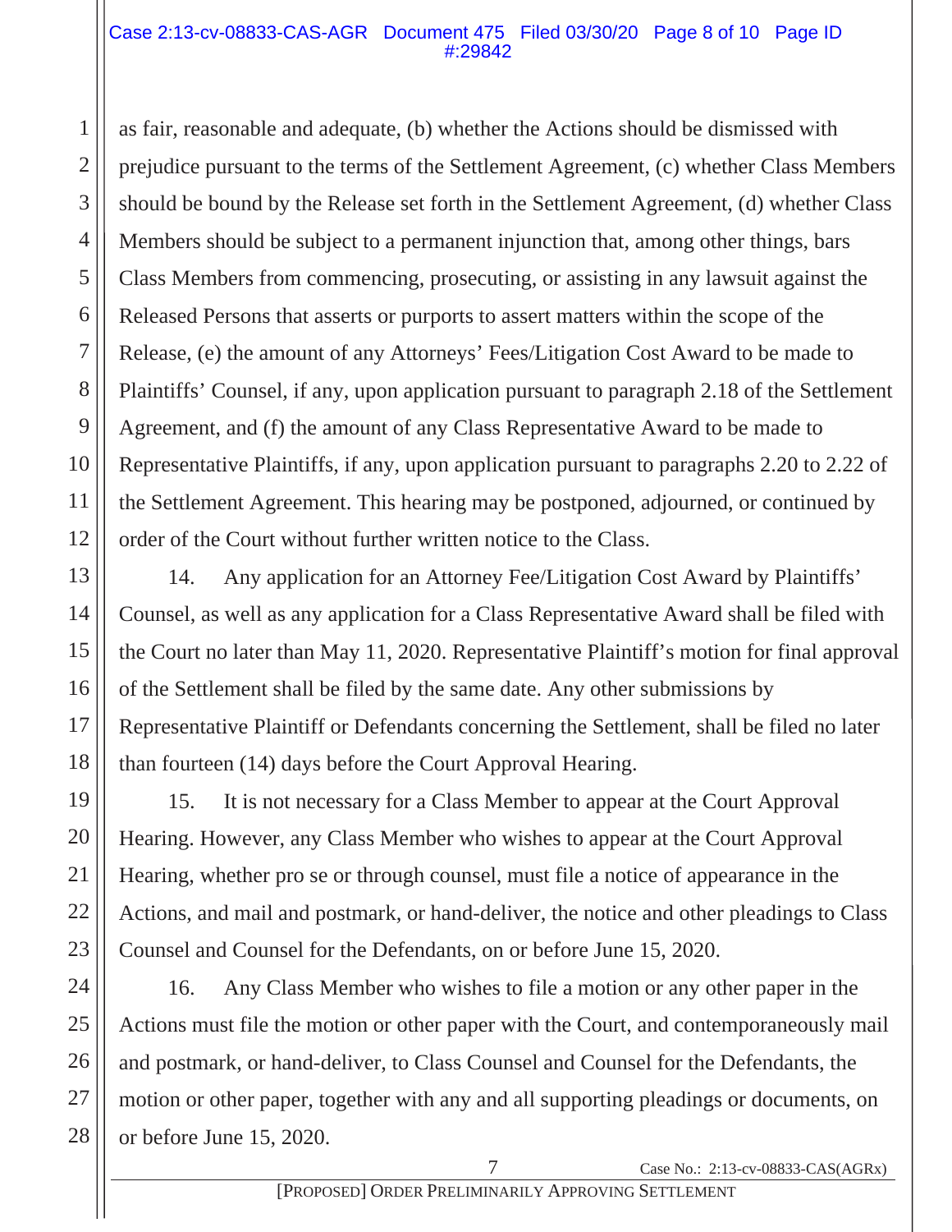as fair, reasonable and adequate, (b) whether the Actions should be dismissed with prejudice pursuant to the terms of the Settlement Agreement, (c) whether Class Members should be bound by the Release set forth in the Settlement Agreement, (d) whether Class Members should be subject to a permanent injunction that, among other things, bars Class Members from commencing, prosecuting, or assisting in any lawsuit against the Released Persons that asserts or purports to assert matters within the scope of the Release, (e) the amount of any Attorneys' Fees/Litigation Cost Award to be made to Plaintiffs' Counsel, if any, upon application pursuant to paragraph 2.18 of the Settlement Agreement, and (f) the amount of any Class Representative Award to be made to Representative Plaintiffs, if any, upon application pursuant to paragraphs 2.20 to 2.22 of the Settlement Agreement. This hearing may be postponed, adjourned, or continued by order of the Court without further written notice to the Class.

14. Any application for an Attorney Fee/Litigation Cost Award by Plaintiffs' Counsel, as well as any application for a Class Representative Award shall be filed with the Court no later than May 11, 2020. Representative Plaintiff's motion for final approval of the Settlement shall be filed by the same date. Any other submissions by Representative Plaintiff or Defendants concerning the Settlement, shall be filed no later than fourteen (14) days before the Court Approval Hearing.

15. It is not necessary for a Class Member to appear at the Court Approval Hearing. However, any Class Member who wishes to appear at the Court Approval Hearing, whether pro se or through counsel, must file a notice of appearance in the Actions, and mail and postmark, or hand-deliver, the notice and other pleadings to Class Counsel and Counsel for the Defendants, on or before June 15, 2020.

16. Any Class Member who wishes to file a motion or any other paper in the Actions must file the motion or other paper with the Court, and contemporaneously mail and postmark, or hand-deliver, to Class Counsel and Counsel for the Defendants, the motion or other paper, together with any and all supporting pleadings or documents, on or before June 15, 2020.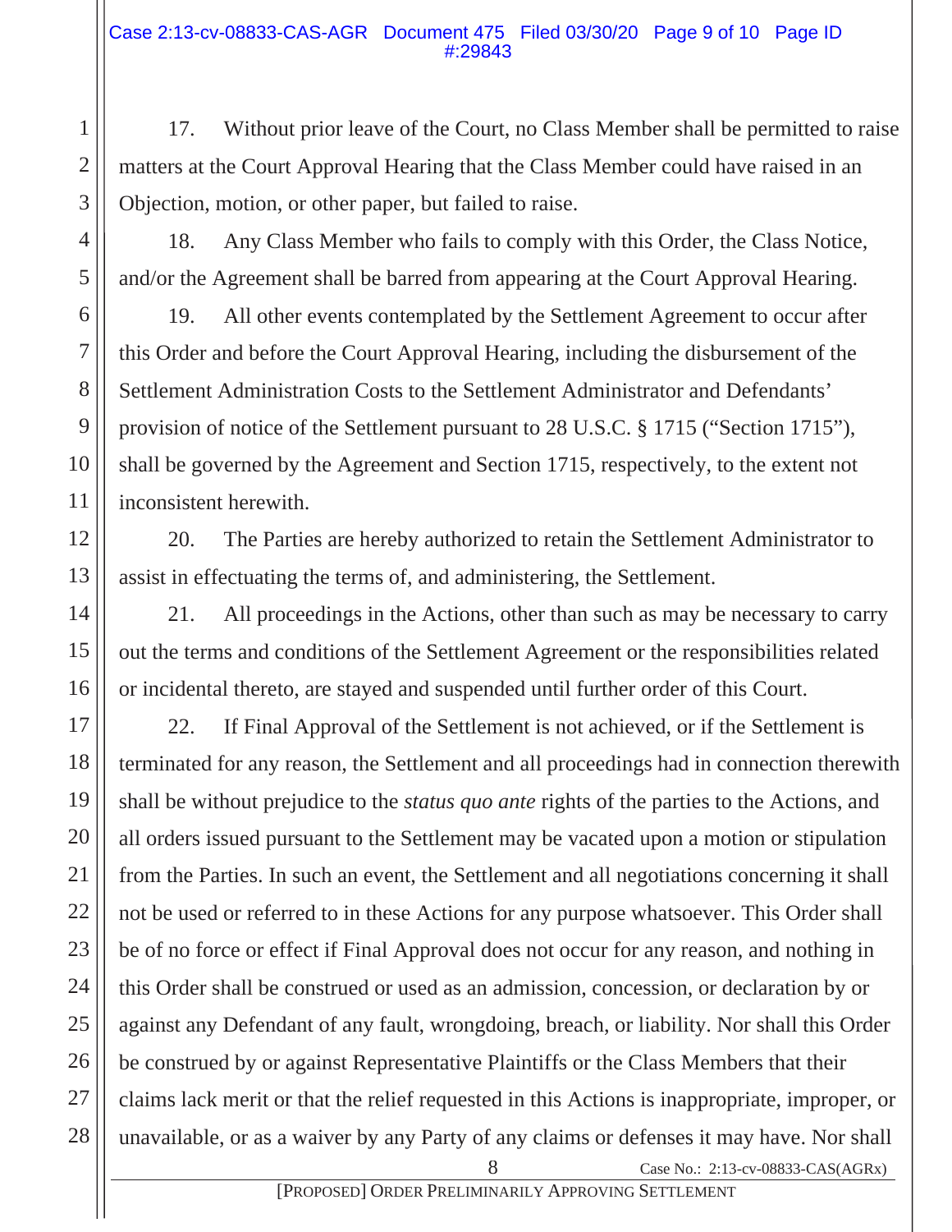17. Without prior leave of the Court, no Class Member shall be permitted to raise matters at the Court Approval Hearing that the Class Member could have raised in an Objection, motion, or other paper, but failed to raise.

18. Any Class Member who fails to comply with this Order, the Class Notice, and/or the Agreement shall be barred from appearing at the Court Approval Hearing.

19. All other events contemplated by the Settlement Agreement to occur after this Order and before the Court Approval Hearing, including the disbursement of the Settlement Administration Costs to the Settlement Administrator and Defendants' provision of notice of the Settlement pursuant to 28 U.S.C. § 1715 ("Section 1715"), shall be governed by the Agreement and Section 1715, respectively, to the extent not inconsistent herewith.

20. The Parties are hereby authorized to retain the Settlement Administrator to assist in effectuating the terms of, and administering, the Settlement.

21. All proceedings in the Actions, other than such as may be necessary to carry out the terms and conditions of the Settlement Agreement or the responsibilities related or incidental thereto, are stayed and suspended until further order of this Court.

22. If Final Approval of the Settlement is not achieved, or if the Settlement is terminated for any reason, the Settlement and all proceedings had in connection therewith shall be without prejudice to the *status quo ante* rights of the parties to the Actions, and all orders issued pursuant to the Settlement may be vacated upon a motion or stipulation from the Parties. In such an event, the Settlement and all negotiations concerning it shall not be used or referred to in these Actions for any purpose whatsoever. This Order shall be of no force or effect if Final Approval does not occur for any reason, and nothing in this Order shall be construed or used as an admission, concession, or declaration by or against any Defendant of any fault, wrongdoing, breach, or liability. Nor shall this Order be construed by or against Representative Plaintiffs or the Class Members that their claims lack merit or that the relief requested in this Actions is inappropriate, improper, or unavailable, or as a waiver by any Party of any claims or defenses it may have. Nor shall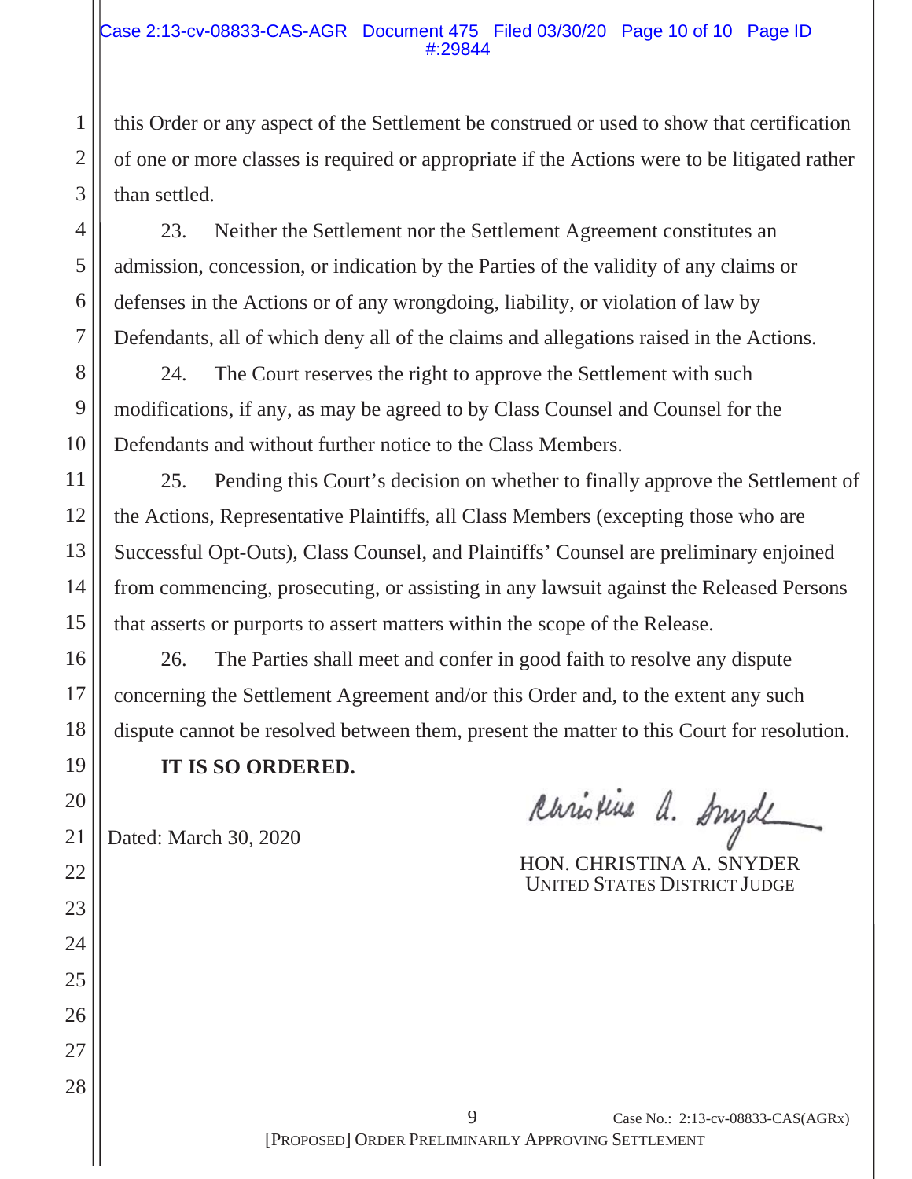this Order or any aspect of the Settlement be construed or used to show that certification of one or more classes is required or appropriate if the Actions were to be litigated rather than settled.

23. Neither the Settlement nor the Settlement Agreement constitutes an admission, concession, or indication by the Parties of the validity of any claims or defenses in the Actions or of any wrongdoing, liability, or violation of law by Defendants, all of which deny all of the claims and allegations raised in the Actions.

24. The Court reserves the right to approve the Settlement with such modifications, if any, as may be agreed to by Class Counsel and Counsel for the Defendants and without further notice to the Class Members.

25. Pending this Court's decision on whether to finally approve the Settlement of the Actions, Representative Plaintiffs, all Class Members (excepting those who are Successful Opt-Outs), Class Counsel, and Plaintiffs' Counsel are preliminary enjoined from commencing, prosecuting, or assisting in any lawsuit against the Released Persons that asserts or purports to assert matters within the scope of the Release.

26. The Parties shall meet and confer in good faith to resolve any dispute concerning the Settlement Agreement and/or this Order and, to the extent any such dispute cannot be resolved between them, present the matter to this Court for resolution.

**IT IS SO ORDERED.**

Dated: March 30, 2020

Christina A. Snyder

HON. CHRISTINA A. SNYDER
UNITED STATES DISTRICT JUDGE

[PROPOSED] ORDER PRELIMINARILY APPROVING SETTLEMENT